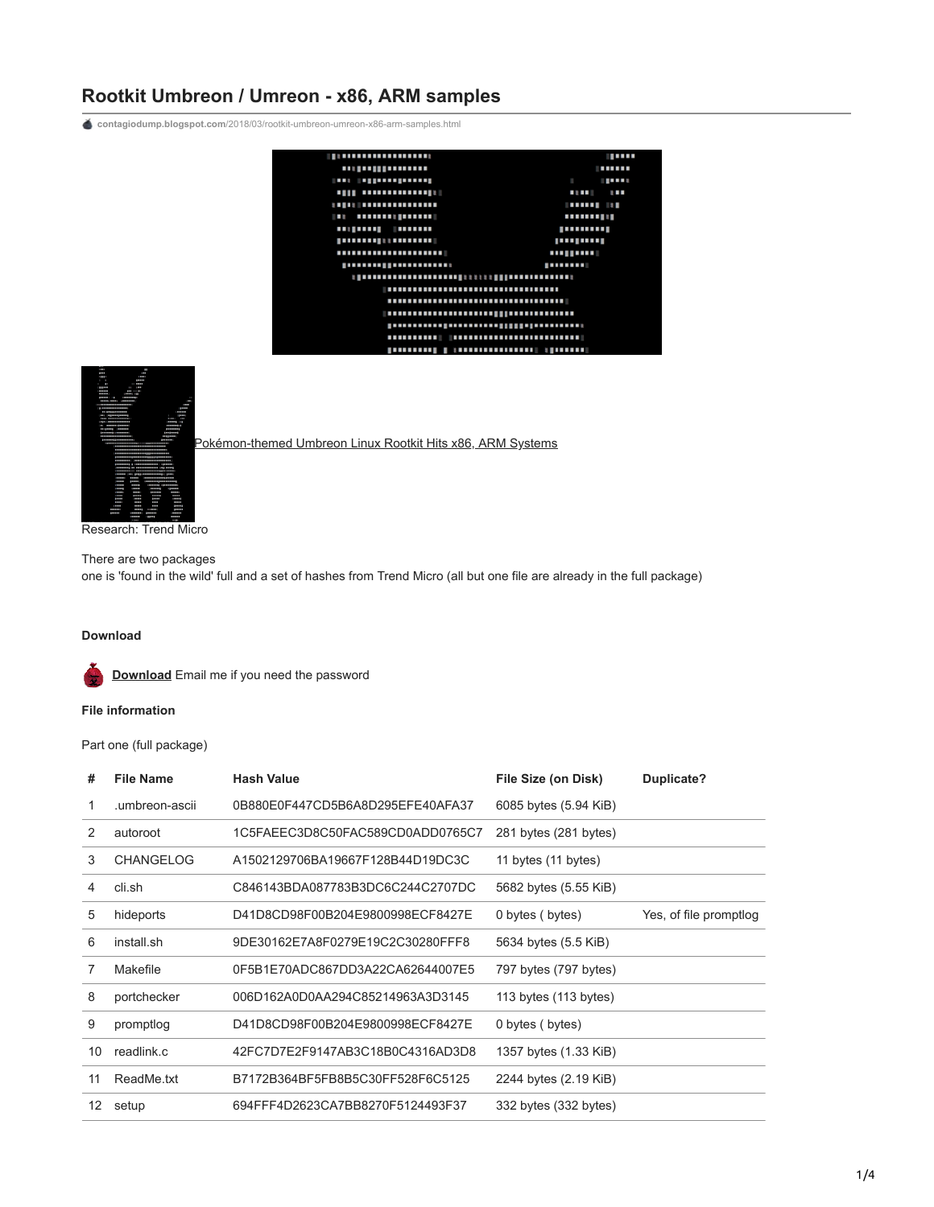# Rootkit Umbreon / Umreon - x86, ARM samples

contagiodump.blogspot.com/2018/03/rootkit-umbreon-umreon-x86-arm-samples.html

Pokémon-themed Umbreon Linux Rootkit Hits x86, ARM Systems

Research: Trend Micro

There are two packages
one is 'found in the wild' full and a set of hashes from Trend Micro (all but one file are already in the full package)

**Download**

**Download** Email me if you need the password

**File information**

Part one (full package)

| # | File Name | Hash Value | File Size (on Disk) | Duplicate? |
|---|---|---|---|---|
| 1 | .umbreon-ascii | 0B880E0F447CD5B6A8D295EFE40AFA37 | 6085 bytes (5.94 KiB) | |
| 2 | autoroot | 1C5FAEEC3D8C50FAC589CD0ADD0765C7 | 281 bytes (281 bytes) | |
| 3 | CHANGELOG | A1502129706BA19667F128B44D19DC3C | 11 bytes (11 bytes) | |
| 4 | cli.sh | C846143BDA087783B3DC6C244C2707DC | 5682 bytes (5.55 KiB) | |
| 5 | hideports | D41D8CD98F00B204E9800998ECF8427E | 0 bytes ( bytes) | Yes, of file promptlog |
| 6 | install.sh | 9DE30162E7A8F0279E19C2C30280FFF8 | 5634 bytes (5.5 KiB) | |
| 7 | Makefile | 0F5B1E70ADC867DD3A22CA62644007E5 | 797 bytes (797 bytes) | |
| 8 | portchecker | 006D162A0D0AA294C85214963A3D3145 | 113 bytes (113 bytes) | |
| 9 | promptlog | D41D8CD98F00B204E9800998ECF8427E | 0 bytes ( bytes) | |
| 10 | readlink.c | 42FC7D7E2F9147AB3C18B0C4316AD3D8 | 1357 bytes (1.33 KiB) | |
| 11 | ReadMe.txt | B7172B364BF5FB8B5C30FF528F6C5125 | 2244 bytes (2.19 KiB) | |
| 12 | setup | 694FFF4D2623CA7BB8270F5124493F37 | 332 bytes (332 bytes) | |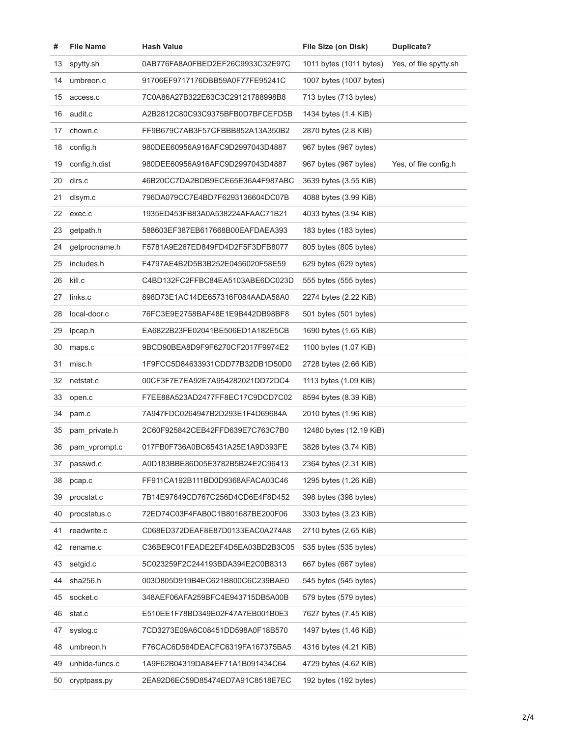| # | File Name | Hash Value | File Size (on Disk) | Duplicate? |
|---|---|---|---|---|
| 13 | spytty.sh | 0AB776FA8A0FBED2EF26C9933C32E97C | 1011 bytes (1011 bytes) | Yes, of file spytty.sh |
| 14 | umbreon.c | 91706EF9717176DBB59A0F77FE95241C | 1007 bytes (1007 bytes) | |
| 15 | access.c | 7C0A86A27B322E63C3C29121788998B8 | 713 bytes (713 bytes) | |
| 16 | audit.c | A2B2812C80C93C9375BFB0D7BFCEFD5B | 1434 bytes (1.4 KiB) | |
| 17 | chown.c | FF9B679C7AB3F57CFBBB852A13A350B2 | 2870 bytes (2.8 KiB) | |
| 18 | config.h | 980DEE60956A916AFC9D2997043D4887 | 967 bytes (967 bytes) | |
| 19 | config.h.dist | 980DEE60956A916AFC9D2997043D4887 | 967 bytes (967 bytes) | Yes, of file config.h |
| 20 | dirs.c | 46B20CC7DA2BDB9ECE65E36A4F987ABC | 3639 bytes (3.55 KiB) | |
| 21 | dlsym.c | 796DA079CC7E4BD7F6293136604DC07B | 4088 bytes (3.99 KiB) | |
| 22 | exec.c | 1935ED453FB83A0A538224AFAAC71B21 | 4033 bytes (3.94 KiB) | |
| 23 | getpath.h | 588603EF387EB617668B00EAFDAEA393 | 183 bytes (183 bytes) | |
| 24 | getprocname.h | F5781A9E267ED849FD4D2F5F3DFB8077 | 805 bytes (805 bytes) | |
| 25 | includes.h | F4797AE4B2D5B3B252E0456020F58E59 | 629 bytes (629 bytes) | |
| 26 | kill.c | C4BD132FC2FFBC84EA5103ABE6DC023D | 555 bytes (555 bytes) | |
| 27 | links.c | 898D73E1AC14DE657316F084AADA58A0 | 2274 bytes (2.22 KiB) | |
| 28 | local-door.c | 76FC3E9E2758BAF48E1E9B442DB98BF8 | 501 bytes (501 bytes) | |
| 29 | lpcap.h | EA6822B23FE02041BE506ED1A182E5CB | 1690 bytes (1.65 KiB) | |
| 30 | maps.c | 9BCD90BEA8D9F9F6270CF2017F9974E2 | 1100 bytes (1.07 KiB) | |
| 31 | misc.h | 1F9FCC5D84633931CDD77B32DB1D50D0 | 2728 bytes (2.66 KiB) | |
| 32 | netstat.c | 00CF3F7E7EA92E7A954282021DD72DC4 | 1113 bytes (1.09 KiB) | |
| 33 | open.c | F7EE88A523AD2477FF8EC17C9DCD7C02 | 8594 bytes (8.39 KiB) | |
| 34 | pam.c | 7A947FDC0264947B2D293E1F4D69684A | 2010 bytes (1.96 KiB) | |
| 35 | pam_private.h | 2C60F925842CEB42FFD639E7C763C7B0 | 12480 bytes (12.19 KiB) | |
| 36 | pam_vprompt.c | 017FB0F736A0BC65431A25E1A9D393FE | 3826 bytes (3.74 KiB) | |
| 37 | passwd.c | A0D183BBE86D05E3782B5B24E2C96413 | 2364 bytes (2.31 KiB) | |
| 38 | pcap.c | FF911CA192B111BD0D9368AFACA03C46 | 1295 bytes (1.26 KiB) | |
| 39 | procstat.c | 7B14E97649CD767C256D4CD6E4F8D452 | 398 bytes (398 bytes) | |
| 40 | procstatus.c | 72ED74C03F4FAB0C1B801687BE200F06 | 3303 bytes (3.23 KiB) | |
| 41 | readwrite.c | C068ED372DEAF8E87D0133EAC0A274A8 | 2710 bytes (2.65 KiB) | |
| 42 | rename.c | C36BE9C01FEADE2EF4D5EA03BD2B3C05 | 535 bytes (535 bytes) | |
| 43 | setgid.c | 5C023259F2C244193BDA394E2C0B8313 | 667 bytes (667 bytes) | |
| 44 | sha256.h | 003D805D919B4EC621B800C6C239BAE0 | 545 bytes (545 bytes) | |
| 45 | socket.c | 348AEF06AFA259BFC4E943715DB5A00B | 579 bytes (579 bytes) | |
| 46 | stat.c | E510EE1F78BD349E02F47A7EB001B0E3 | 7627 bytes (7.45 KiB) | |
| 47 | syslog.c | 7CD3273E09A6C08451DD598A0F18B570 | 1497 bytes (1.46 KiB) | |
| 48 | umbreon.h | F76CAC6D564DEACFC6319FA167375BA5 | 4316 bytes (4.21 KiB) | |
| 49 | unhide-funcs.c | 1A9F62B04319DA84EF71A1B091434C64 | 4729 bytes (4.62 KiB) | |
| 50 | cryptpass.py | 2EA92D6EC59D85474ED7A91C8518E7EC | 192 bytes (192 bytes) | |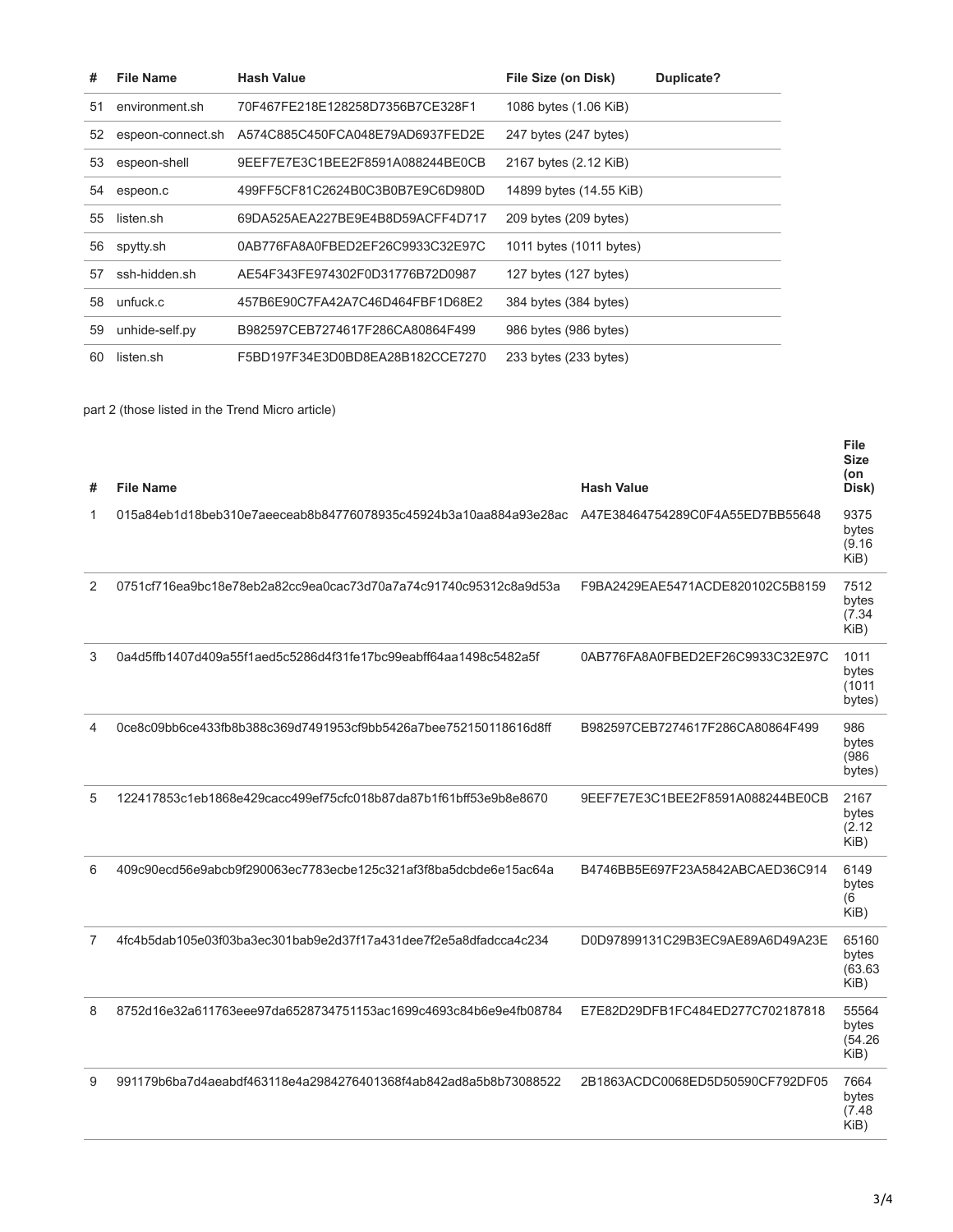| # | File Name | Hash Value | File Size (on Disk) | Duplicate? |
|---|---|---|---|---|
| 51 | environment.sh | 70F467FE218E128258D7356B7CE328F1 | 1086 bytes (1.06 KiB) | |
| 52 | espeon-connect.sh | A574C885C450FCA048E79AD6937FED2E | 247 bytes (247 bytes) | |
| 53 | espeon-shell | 9EEF7E7E3C1BEE2F8591A088244BE0CB | 2167 bytes (2.12 KiB) | |
| 54 | espeon.c | 499FF5CF81C2624B0C3B0B7E9C6D980D | 14899 bytes (14.55 KiB) | |
| 55 | listen.sh | 69DA525AEA227BE9E4B8D59ACFF4D717 | 209 bytes (209 bytes) | |
| 56 | spytty.sh | 0AB776FA8A0FBED2EF26C9933C32E97C | 1011 bytes (1011 bytes) | |
| 57 | ssh-hidden.sh | AE54F343FE974302F0D31776B72D0987 | 127 bytes (127 bytes) | |
| 58 | unfuck.c | 457B6E90C7FA42A7C46D464FBF1D68E2 | 384 bytes (384 bytes) | |
| 59 | unhide-self.py | B982597CEB7274617F286CA80864F499 | 986 bytes (986 bytes) | |
| 60 | listen.sh | F5BD197F34E3D0BD8EA28B182CCE7270 | 233 bytes (233 bytes) | |

part 2 (those listed in the Trend Micro article)

| # | File Name | Hash Value | File Size (on Disk) |
|---|---|---|---|
| 1 | 015a84eb1d18beb310e7aeeceab8b84776078935c45924b3a10aa884a93e28ac | A47E38464754289C0F4A55ED7BB55648 | 9375 bytes (9.16 KiB) |
| 2 | 0751cf716ea9bc18e78eb2a82cc9ea0cac73d70a7a74c91740c95312c8a9d53a | F9BA2429EAE5471ACDE820102C5B8159 | 7512 bytes (7.34 KiB) |
| 3 | 0a4d5ffb1407d409a55f1aed5c5286d4f31fe17bc99eabff64aa1498c5482a5f | 0AB776FA8A0FBED2EF26C9933C32E97C | 1011 bytes (1011 bytes) |
| 4 | 0ce8c09bb6ce433fb8b388c369d7491953cf9bb5426a7bee752150118616d8ff | B982597CEB7274617F286CA80864F499 | 986 bytes (986 bytes) |
| 5 | 122417853c1eb1868e429cacc499ef75cfc018b87da87b1f61bff53e9b8e8670 | 9EEF7E7E3C1BEE2F8591A088244BE0CB | 2167 bytes (2.12 KiB) |
| 6 | 409c90ecd56e9abcb9f290063ec7783ecbe125c321af3f8ba5dcbde6e15ac64a | B4746BB5E697F23A5842ABCAED36C914 | 6149 bytes (6 KiB) |
| 7 | 4fc4b5dab105e03f03ba3ec301bab9e2d37f17a431dee7f2e5a8dfadcca4c234 | D0D97899131C29B3EC9AE89A6D49A23E | 65160 bytes (63.63 KiB) |
| 8 | 8752d16e32a611763eee97da6528734751153ac1699c4693c84b6e9e4fb08784 | E7E82D29DFB1FC484ED277C702187818 | 55564 bytes (54.26 KiB) |
| 9 | 991179b6ba7d4aeabdf463118e4a2984276401368f4ab842ad8a5b8b73088522 | 2B1863ACDC0068ED5D50590CF792DF05 | 7664 bytes (7.48 KiB) |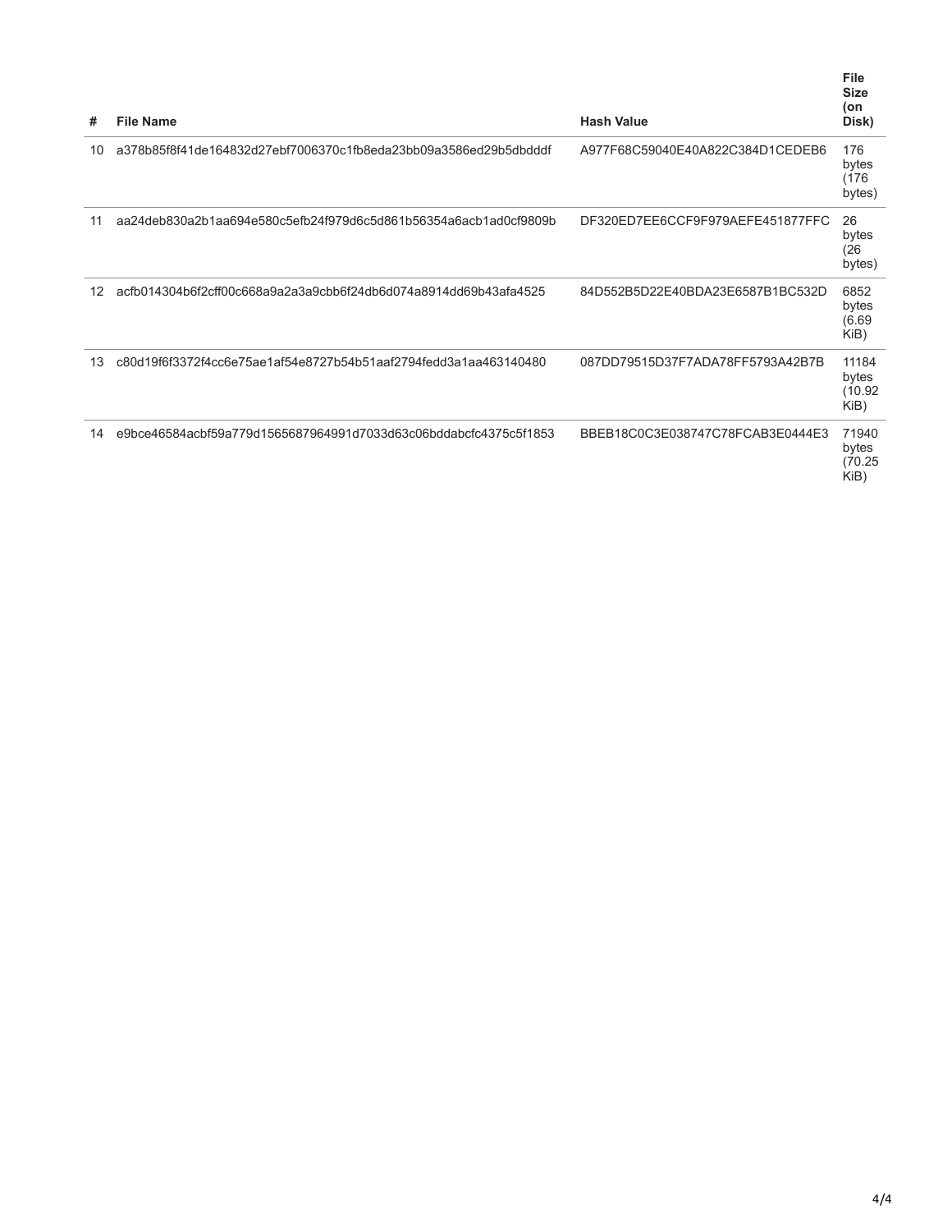| # | File Name | Hash Value | File Size (on Disk) |
|---|---|---|---|
| 10 | a378b85f8f41de164832d27ebf7006370c1fb8eda23bb09a3586ed29b5dbdddf | A977F68C59040E40A822C384D1CEDEB6 | 176 bytes (176 bytes) |
| 11 | aa24deb830a2b1aa694e580c5efb24f979d6c5d861b56354a6acb1ad0cf9809b | DF320ED7EE6CCF9F979AEFE451877FFC | 26 bytes (26 bytes) |
| 12 | acfb014304b6f2cff00c668a9a2a3a9cbb6f24db6d074a8914dd69b43afa4525 | 84D552B5D22E40BDA23E6587B1BC532D | 6852 bytes (6.69 KiB) |
| 13 | c80d19f6f3372f4cc6e75ae1af54e8727b54b51aaf2794fedd3a1aa463140480 | 087DD79515D37F7ADA78FF5793A42B7B | 11184 bytes (10.92 KiB) |
| 14 | e9bce46584acbf59a779d1565687964991d7033d63c06bddabcfc4375c5f1853 | BBEB18C0C3E038747C78FCAB3E0444E3 | 71940 bytes (70.25 KiB) |